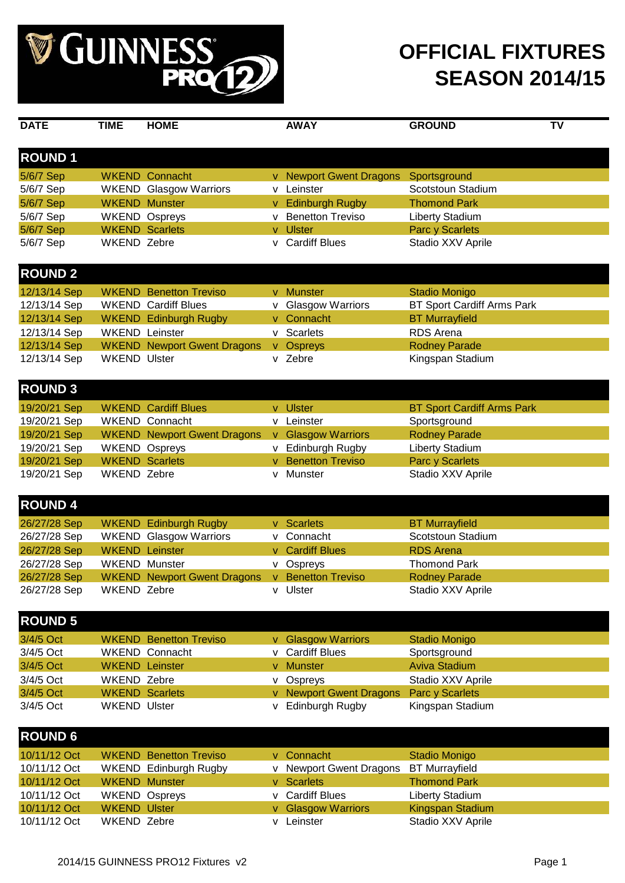# GUINNESS PRO12

# OFFICIAL FIXTURES SEASON 2014/15

| DATE | TIME | HOME | | AWAY | GROUND | TV |
|---|---|---|---|---|---|---|
| **ROUND 1** | | | | | | |
| 5/6/7 Sep | WKEND | Connacht | v | Newport Gwent Dragons | Sportsground | |
| 5/6/7 Sep | WKEND | Glasgow Warriors | v | Leinster | Scotstoun Stadium | |
| 5/6/7 Sep | WKEND | Munster | v | Edinburgh Rugby | Thomond Park | |
| 5/6/7 Sep | WKEND | Ospreys | v | Benetton Treviso | Liberty Stadium | |
| 5/6/7 Sep | WKEND | Scarlets | v | Ulster | Parc y Scarlets | |
| 5/6/7 Sep | WKEND | Zebre | v | Cardiff Blues | Stadio XXV Aprile | |
| **ROUND 2** | | | | | | |
| 12/13/14 Sep | WKEND | Benetton Treviso | v | Munster | Stadio Monigo | |
| 12/13/14 Sep | WKEND | Cardiff Blues | v | Glasgow Warriors | BT Sport Cardiff Arms Park | |
| 12/13/14 Sep | WKEND | Edinburgh Rugby | v | Connacht | BT Murrayfield | |
| 12/13/14 Sep | WKEND | Leinster | v | Scarlets | RDS Arena | |
| 12/13/14 Sep | WKEND | Newport Gwent Dragons | v | Ospreys | Rodney Parade | |
| 12/13/14 Sep | WKEND | Ulster | v | Zebre | Kingspan Stadium | |
| **ROUND 3** | | | | | | |
| 19/20/21 Sep | WKEND | Cardiff Blues | v | Ulster | BT Sport Cardiff Arms Park | |
| 19/20/21 Sep | WKEND | Connacht | v | Leinster | Sportsground | |
| 19/20/21 Sep | WKEND | Newport Gwent Dragons | v | Glasgow Warriors | Rodney Parade | |
| 19/20/21 Sep | WKEND | Ospreys | v | Edinburgh Rugby | Liberty Stadium | |
| 19/20/21 Sep | WKEND | Scarlets | v | Benetton Treviso | Parc y Scarlets | |
| 19/20/21 Sep | WKEND | Zebre | v | Munster | Stadio XXV Aprile | |
| **ROUND 4** | | | | | | |
| 26/27/28 Sep | WKEND | Edinburgh Rugby | v | Scarlets | BT Murrayfield | |
| 26/27/28 Sep | WKEND | Glasgow Warriors | v | Connacht | Scotstoun Stadium | |
| 26/27/28 Sep | WKEND | Leinster | v | Cardiff Blues | RDS Arena | |
| 26/27/28 Sep | WKEND | Munster | v | Ospreys | Thomond Park | |
| 26/27/28 Sep | WKEND | Newport Gwent Dragons | v | Benetton Treviso | Rodney Parade | |
| 26/27/28 Sep | WKEND | Zebre | v | Ulster | Stadio XXV Aprile | |
| **ROUND 5** | | | | | | |
| 3/4/5 Oct | WKEND | Benetton Treviso | v | Glasgow Warriors | Stadio Monigo | |
| 3/4/5 Oct | WKEND | Connacht | v | Cardiff Blues | Sportsground | |
| 3/4/5 Oct | WKEND | Leinster | v | Munster | Aviva Stadium | |
| 3/4/5 Oct | WKEND | Zebre | v | Ospreys | Stadio XXV Aprile | |
| 3/4/5 Oct | WKEND | Scarlets | v | Newport Gwent Dragons | Parc y Scarlets | |
| 3/4/5 Oct | WKEND | Ulster | v | Edinburgh Rugby | Kingspan Stadium | |
| **ROUND 6** | | | | | | |
| 10/11/12 Oct | WKEND | Benetton Treviso | v | Connacht | Stadio Monigo | |
| 10/11/12 Oct | WKEND | Edinburgh Rugby | v | Newport Gwent Dragons | BT Murrayfield | |
| 10/11/12 Oct | WKEND | Munster | v | Scarlets | Thomond Park | |
| 10/11/12 Oct | WKEND | Ospreys | v | Cardiff Blues | Liberty Stadium | |
| 10/11/12 Oct | WKEND | Ulster | v | Glasgow Warriors | Kingspan Stadium | |
| 10/11/12 Oct | WKEND | Zebre | v | Leinster | Stadio XXV Aprile | |

2014/15 GUINNESS PRO12 Fixtures v2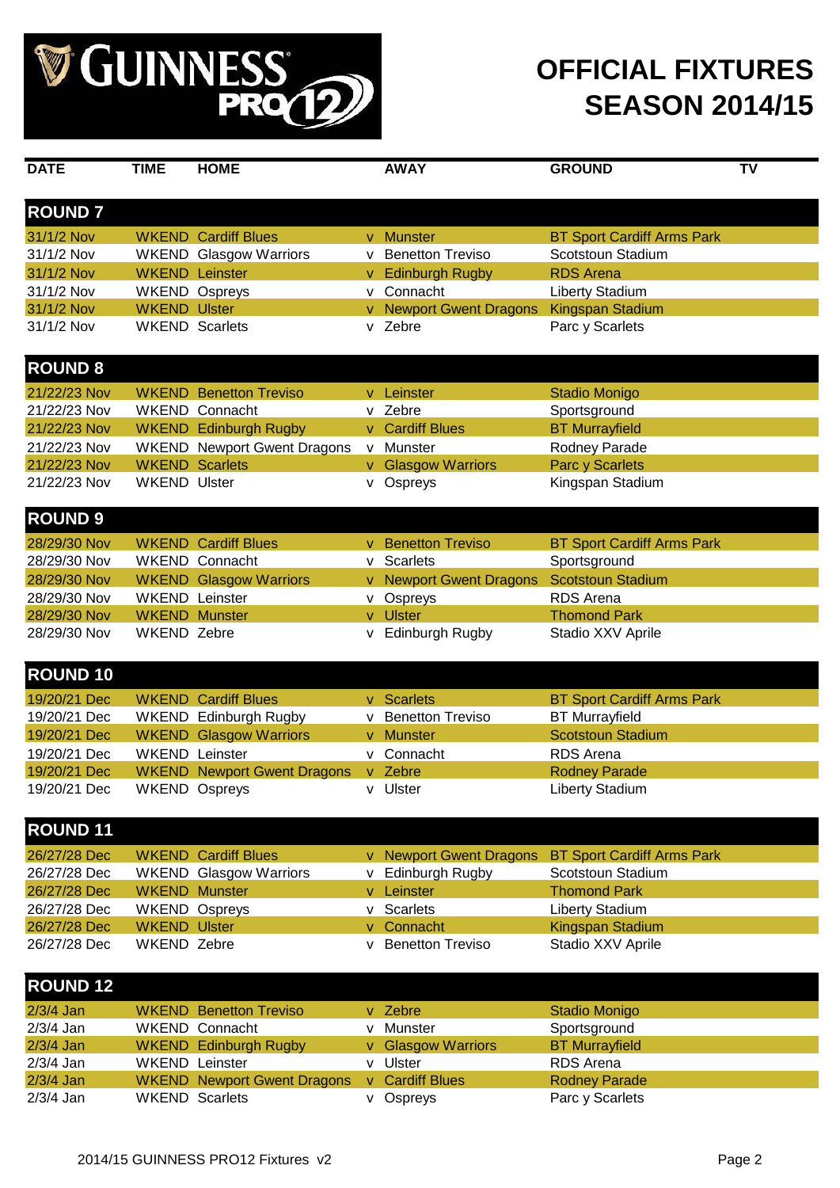# OFFICIAL FIXTURES SEASON 2014/15

GUINNESS PRO12

| DATE | TIME | HOME | | AWAY | GROUND | TV |
|---|---|---|---|---|---|---|
| **ROUND 7** | | | | | | |
| 31/1/2 Nov | WKEND | Cardiff Blues | v | Munster | BT Sport Cardiff Arms Park | |
| 31/1/2 Nov | WKEND | Glasgow Warriors | v | Benetton Treviso | Scotstoun Stadium | |
| 31/1/2 Nov | WKEND | Leinster | v | Edinburgh Rugby | RDS Arena | |
| 31/1/2 Nov | WKEND | Ospreys | v | Connacht | Liberty Stadium | |
| 31/1/2 Nov | WKEND | Ulster | v | Newport Gwent Dragons | Kingspan Stadium | |
| 31/1/2 Nov | WKEND | Scarlets | v | Zebre | Parc y Scarlets | |
| **ROUND 8** | | | | | | |
| 21/22/23 Nov | WKEND | Benetton Treviso | v | Leinster | Stadio Monigo | |
| 21/22/23 Nov | WKEND | Connacht | v | Zebre | Sportsground | |
| 21/22/23 Nov | WKEND | Edinburgh Rugby | v | Cardiff Blues | BT Murrayfield | |
| 21/22/23 Nov | WKEND | Newport Gwent Dragons | v | Munster | Rodney Parade | |
| 21/22/23 Nov | WKEND | Scarlets | v | Glasgow Warriors | Parc y Scarlets | |
| 21/22/23 Nov | WKEND | Ulster | v | Ospreys | Kingspan Stadium | |
| **ROUND 9** | | | | | | |
| 28/29/30 Nov | WKEND | Cardiff Blues | v | Benetton Treviso | BT Sport Cardiff Arms Park | |
| 28/29/30 Nov | WKEND | Connacht | v | Scarlets | Sportsground | |
| 28/29/30 Nov | WKEND | Glasgow Warriors | v | Newport Gwent Dragons | Scotstoun Stadium | |
| 28/29/30 Nov | WKEND | Leinster | v | Ospreys | RDS Arena | |
| 28/29/30 Nov | WKEND | Munster | v | Ulster | Thomond Park | |
| 28/29/30 Nov | WKEND | Zebre | v | Edinburgh Rugby | Stadio XXV Aprile | |
| **ROUND 10** | | | | | | |
| 19/20/21 Dec | WKEND | Cardiff Blues | v | Scarlets | BT Sport Cardiff Arms Park | |
| 19/20/21 Dec | WKEND | Edinburgh Rugby | v | Benetton Treviso | BT Murrayfield | |
| 19/20/21 Dec | WKEND | Glasgow Warriors | v | Munster | Scotstoun Stadium | |
| 19/20/21 Dec | WKEND | Leinster | v | Connacht | RDS Arena | |
| 19/20/21 Dec | WKEND | Newport Gwent Dragons | v | Zebre | Rodney Parade | |
| 19/20/21 Dec | WKEND | Ospreys | v | Ulster | Liberty Stadium | |
| **ROUND 11** | | | | | | |
| 26/27/28 Dec | WKEND | Cardiff Blues | v | Newport Gwent Dragons | BT Sport Cardiff Arms Park | |
| 26/27/28 Dec | WKEND | Glasgow Warriors | v | Edinburgh Rugby | Scotstoun Stadium | |
| 26/27/28 Dec | WKEND | Munster | v | Leinster | Thomond Park | |
| 26/27/28 Dec | WKEND | Ospreys | v | Scarlets | Liberty Stadium | |
| 26/27/28 Dec | WKEND | Ulster | v | Connacht | Kingspan Stadium | |
| 26/27/28 Dec | WKEND | Zebre | v | Benetton Treviso | Stadio XXV Aprile | |
| **ROUND 12** | | | | | | |
| 2/3/4 Jan | WKEND | Benetton Treviso | v | Zebre | Stadio Monigo | |
| 2/3/4 Jan | WKEND | Connacht | v | Munster | Sportsground | |
| 2/3/4 Jan | WKEND | Edinburgh Rugby | v | Glasgow Warriors | BT Murrayfield | |
| 2/3/4 Jan | WKEND | Leinster | v | Ulster | RDS Arena | |
| 2/3/4 Jan | WKEND | Newport Gwent Dragons | v | Cardiff Blues | Rodney Parade | |
| 2/3/4 Jan | WKEND | Scarlets | v | Ospreys | Parc y Scarlets | |

2014/15 GUINNESS PRO12 Fixtures v2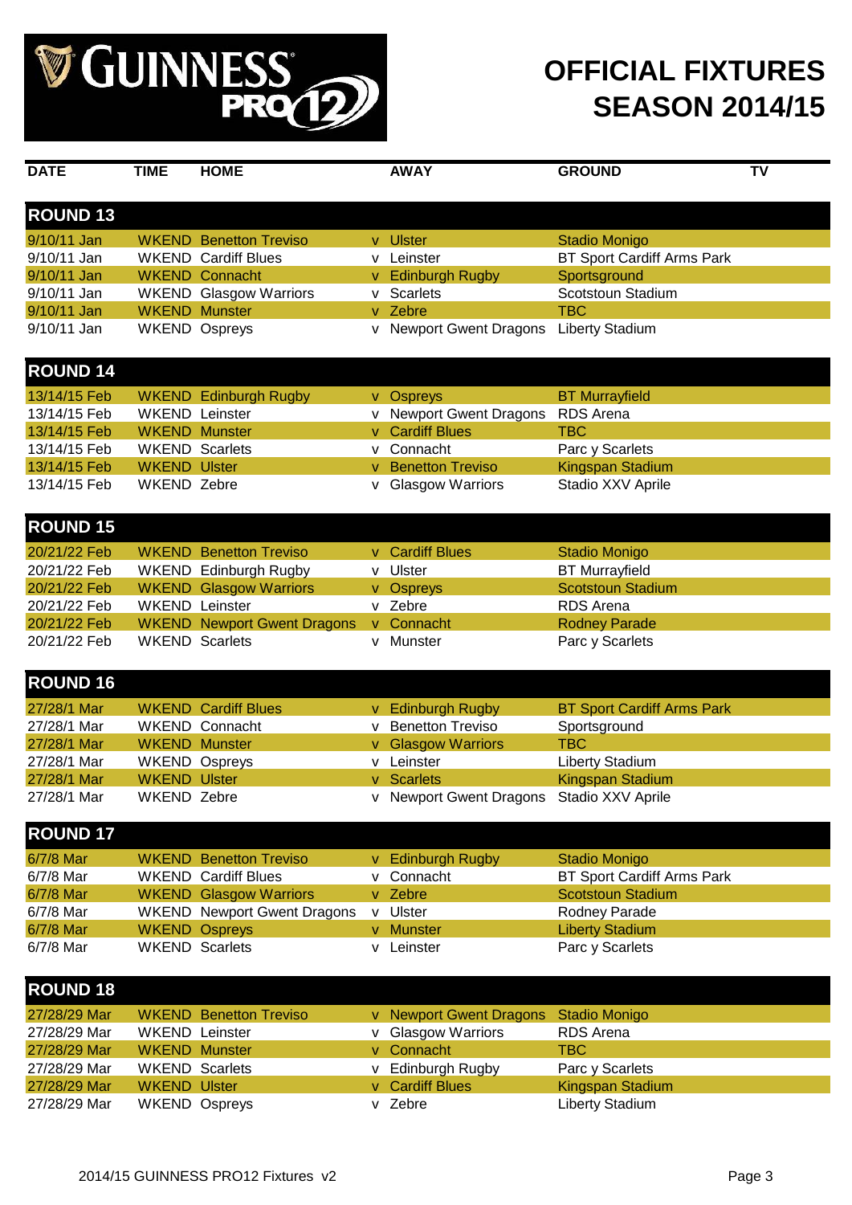# GUINNESS PRO12

## OFFICIAL FIXTURES SEASON 2014/15

| DATE | TIME | HOME | | AWAY | GROUND | TV |
|---|---|---|---|---|---|---|
| **ROUND 13** | | | | | | |
| 9/10/11 Jan | WKEND | Benetton Treviso | v | Ulster | Stadio Monigo | |
| 9/10/11 Jan | WKEND | Cardiff Blues | v | Leinster | BT Sport Cardiff Arms Park | |
| 9/10/11 Jan | WKEND | Connacht | v | Edinburgh Rugby | Sportsground | |
| 9/10/11 Jan | WKEND | Glasgow Warriors | v | Scarlets | Scotstoun Stadium | |
| 9/10/11 Jan | WKEND | Munster | v | Zebre | TBC | |
| 9/10/11 Jan | WKEND | Ospreys | v | Newport Gwent Dragons | Liberty Stadium | |
| **ROUND 14** | | | | | | |
| 13/14/15 Feb | WKEND | Edinburgh Rugby | v | Ospreys | BT Murrayfield | |
| 13/14/15 Feb | WKEND | Leinster | v | Newport Gwent Dragons | RDS Arena | |
| 13/14/15 Feb | WKEND | Munster | v | Cardiff Blues | TBC | |
| 13/14/15 Feb | WKEND | Scarlets | v | Connacht | Parc y Scarlets | |
| 13/14/15 Feb | WKEND | Ulster | v | Benetton Treviso | Kingspan Stadium | |
| 13/14/15 Feb | WKEND | Zebre | v | Glasgow Warriors | Stadio XXV Aprile | |
| **ROUND 15** | | | | | | |
| 20/21/22 Feb | WKEND | Benetton Treviso | v | Cardiff Blues | Stadio Monigo | |
| 20/21/22 Feb | WKEND | Edinburgh Rugby | v | Ulster | BT Murrayfield | |
| 20/21/22 Feb | WKEND | Glasgow Warriors | v | Ospreys | Scotstoun Stadium | |
| 20/21/22 Feb | WKEND | Leinster | v | Zebre | RDS Arena | |
| 20/21/22 Feb | WKEND | Newport Gwent Dragons | v | Connacht | Rodney Parade | |
| 20/21/22 Feb | WKEND | Scarlets | v | Munster | Parc y Scarlets | |
| **ROUND 16** | | | | | | |
| 27/28/1 Mar | WKEND | Cardiff Blues | v | Edinburgh Rugby | BT Sport Cardiff Arms Park | |
| 27/28/1 Mar | WKEND | Connacht | v | Benetton Treviso | Sportsground | |
| 27/28/1 Mar | WKEND | Munster | v | Glasgow Warriors | TBC | |
| 27/28/1 Mar | WKEND | Ospreys | v | Leinster | Liberty Stadium | |
| 27/28/1 Mar | WKEND | Ulster | v | Scarlets | Kingspan Stadium | |
| 27/28/1 Mar | WKEND | Zebre | v | Newport Gwent Dragons | Stadio XXV Aprile | |
| **ROUND 17** | | | | | | |
| 6/7/8 Mar | WKEND | Benetton Treviso | v | Edinburgh Rugby | Stadio Monigo | |
| 6/7/8 Mar | WKEND | Cardiff Blues | v | Connacht | BT Sport Cardiff Arms Park | |
| 6/7/8 Mar | WKEND | Glasgow Warriors | v | Zebre | Scotstoun Stadium | |
| 6/7/8 Mar | WKEND | Newport Gwent Dragons | v | Ulster | Rodney Parade | |
| 6/7/8 Mar | WKEND | Ospreys | v | Munster | Liberty Stadium | |
| 6/7/8 Mar | WKEND | Scarlets | v | Leinster | Parc y Scarlets | |
| **ROUND 18** | | | | | | |
| 27/28/29 Mar | WKEND | Benetton Treviso | v | Newport Gwent Dragons | Stadio Monigo | |
| 27/28/29 Mar | WKEND | Leinster | v | Glasgow Warriors | RDS Arena | |
| 27/28/29 Mar | WKEND | Munster | v | Connacht | TBC | |
| 27/28/29 Mar | WKEND | Scarlets | v | Edinburgh Rugby | Parc y Scarlets | |
| 27/28/29 Mar | WKEND | Ulster | v | Cardiff Blues | Kingspan Stadium | |
| 27/28/29 Mar | WKEND | Ospreys | v | Zebre | Liberty Stadium | |

2014/15 GUINNESS PRO12 Fixtures v2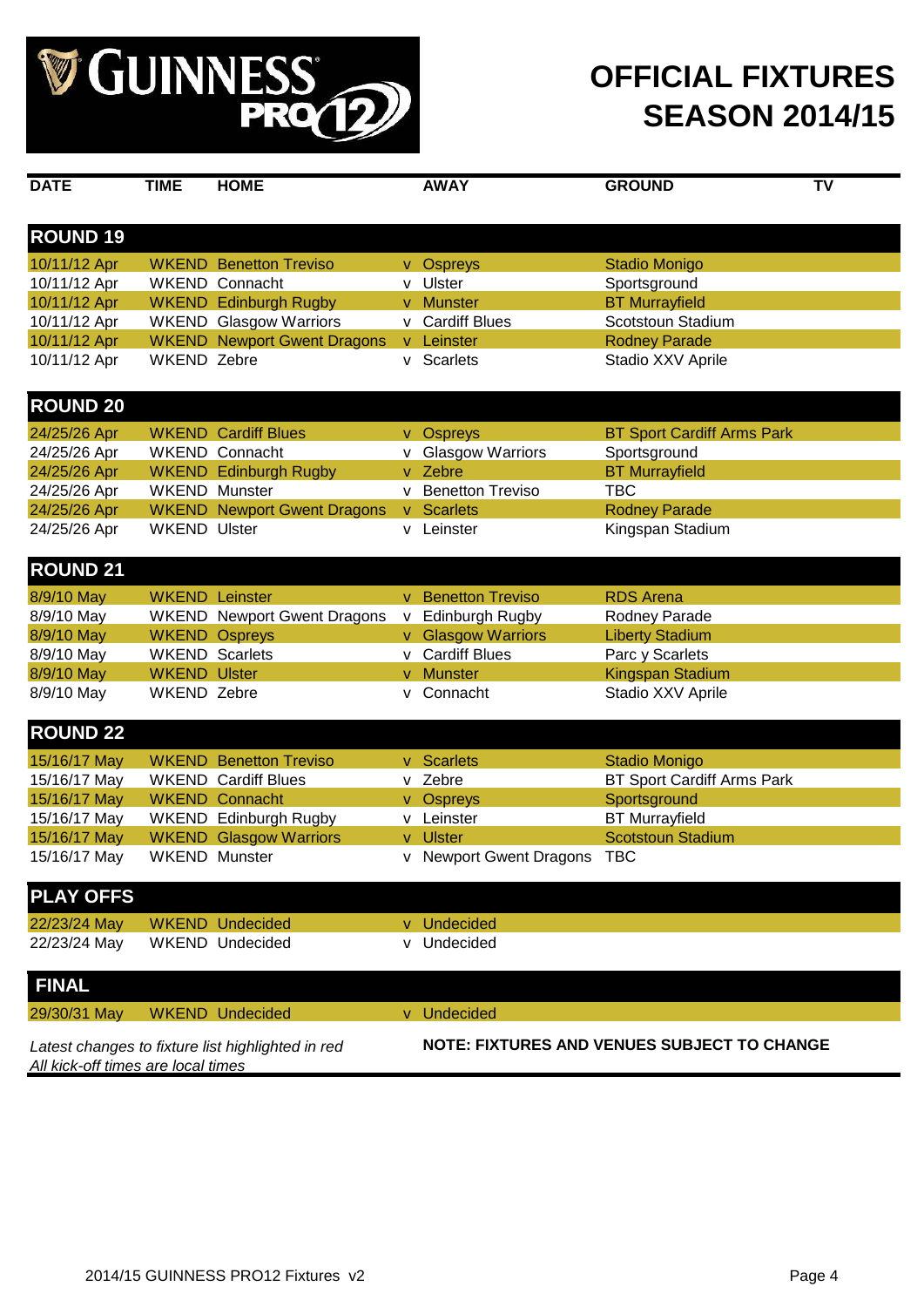# GUINNESS PRO12

## OFFICIAL FIXTURES SEASON 2014/15

| DATE | TIME | HOME | | AWAY | GROUND | TV |
|---|---|---|---|---|---|---|
| **ROUND 19** | | | | | | |
| 10/11/12 Apr | WKEND | Benetton Treviso | v | Ospreys | Stadio Monigo | |
| 10/11/12 Apr | WKEND | Connacht | v | Ulster | Sportsground | |
| 10/11/12 Apr | WKEND | Edinburgh Rugby | v | Munster | BT Murrayfield | |
| 10/11/12 Apr | WKEND | Glasgow Warriors | v | Cardiff Blues | Scotstoun Stadium | |
| 10/11/12 Apr | WKEND | Newport Gwent Dragons | v | Leinster | Rodney Parade | |
| 10/11/12 Apr | WKEND | Zebre | v | Scarlets | Stadio XXV Aprile | |
| **ROUND 20** | | | | | | |
| 24/25/26 Apr | WKEND | Cardiff Blues | v | Ospreys | BT Sport Cardiff Arms Park | |
| 24/25/26 Apr | WKEND | Connacht | v | Glasgow Warriors | Sportsground | |
| 24/25/26 Apr | WKEND | Edinburgh Rugby | v | Zebre | BT Murrayfield | |
| 24/25/26 Apr | WKEND | Munster | v | Benetton Treviso | TBC | |
| 24/25/26 Apr | WKEND | Newport Gwent Dragons | v | Scarlets | Rodney Parade | |
| 24/25/26 Apr | WKEND | Ulster | v | Leinster | Kingspan Stadium | |
| **ROUND 21** | | | | | | |
| 8/9/10 May | WKEND | Leinster | v | Benetton Treviso | RDS Arena | |
| 8/9/10 May | WKEND | Newport Gwent Dragons | v | Edinburgh Rugby | Rodney Parade | |
| 8/9/10 May | WKEND | Ospreys | v | Glasgow Warriors | Liberty Stadium | |
| 8/9/10 May | WKEND | Scarlets | v | Cardiff Blues | Parc y Scarlets | |
| 8/9/10 May | WKEND | Ulster | v | Munster | Kingspan Stadium | |
| 8/9/10 May | WKEND | Zebre | v | Connacht | Stadio XXV Aprile | |
| **ROUND 22** | | | | | | |
| 15/16/17 May | WKEND | Benetton Treviso | v | Scarlets | Stadio Monigo | |
| 15/16/17 May | WKEND | Cardiff Blues | v | Zebre | BT Sport Cardiff Arms Park | |
| 15/16/17 May | WKEND | Connacht | v | Ospreys | Sportsground | |
| 15/16/17 May | WKEND | Edinburgh Rugby | v | Leinster | BT Murrayfield | |
| 15/16/17 May | WKEND | Glasgow Warriors | v | Ulster | Scotstoun Stadium | |
| 15/16/17 May | WKEND | Munster | v | Newport Gwent Dragons | TBC | |
| **PLAY OFFS** | | | | | | |
| 22/23/24 May | WKEND | Undecided | v | Undecided | | |
| 22/23/24 May | WKEND | Undecided | v | Undecided | | |
| **FINAL** | | | | | | |
| 29/30/31 May | WKEND | Undecided | v | Undecided | | |

*Latest changes to fixture list highlighted in red*

*All kick-off times are local times*

**NOTE: FIXTURES AND VENUES SUBJECT TO CHANGE**